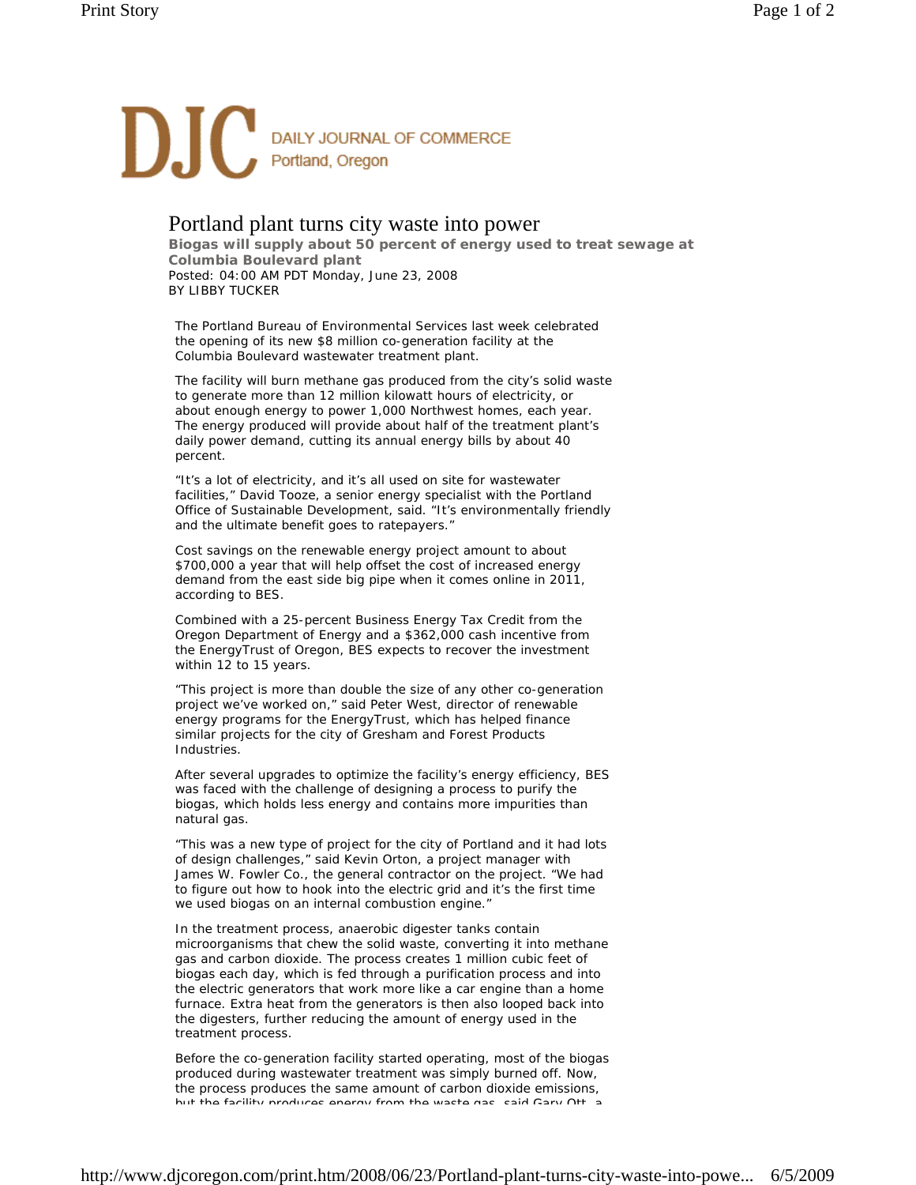DJC DAILY JOURNAL OF COMMERCE
Portland, Oregon

# Portland plant turns city waste into power

**Biogas will supply about 50 percent of energy used to treat sewage at Columbia Boulevard plant**

Posted: 04:00 AM PDT Monday, June 23, 2008

BY LIBBY TUCKER

The Portland Bureau of Environmental Services last week celebrated the opening of its new $8 million co-generation facility at the Columbia Boulevard wastewater treatment plant.

The facility will burn methane gas produced from the city's solid waste to generate more than 12 million kilowatt hours of electricity, or about enough energy to power 1,000 Northwest homes, each year. The energy produced will provide about half of the treatment plant's daily power demand, cutting its annual energy bills by about 40 percent.

"It's a lot of electricity, and it's all used on site for wastewater facilities," David Tooze, a senior energy specialist with the Portland Office of Sustainable Development, said. "It's environmentally friendly and the ultimate benefit goes to ratepayers."

Cost savings on the renewable energy project amount to about $700,000 a year that will help offset the cost of increased energy demand from the east side big pipe when it comes online in 2011, according to BES.

Combined with a 25-percent Business Energy Tax Credit from the Oregon Department of Energy and a $362,000 cash incentive from the EnergyTrust of Oregon, BES expects to recover the investment within 12 to 15 years.

"This project is more than double the size of any other co-generation project we've worked on," said Peter West, director of renewable energy programs for the EnergyTrust, which has helped finance similar projects for the city of Gresham and Forest Products Industries.

After several upgrades to optimize the facility's energy efficiency, BES was faced with the challenge of designing a process to purify the biogas, which holds less energy and contains more impurities than natural gas.

"This was a new type of project for the city of Portland and it had lots of design challenges," said Kevin Orton, a project manager with James W. Fowler Co., the general contractor on the project. "We had to figure out how to hook into the electric grid and it's the first time we used biogas on an internal combustion engine."

In the treatment process, anaerobic digester tanks contain microorganisms that chew the solid waste, converting it into methane gas and carbon dioxide. The process creates 1 million cubic feet of biogas each day, which is fed through a purification process and into the electric generators that work more like a car engine than a home furnace. Extra heat from the generators is then also looped back into the digesters, further reducing the amount of energy used in the treatment process.

Before the co-generation facility started operating, most of the biogas produced during wastewater treatment was simply burned off. Now, the process produces the same amount of carbon dioxide emissions, but the facility produces energy from the waste gas, said Gary Ott, a